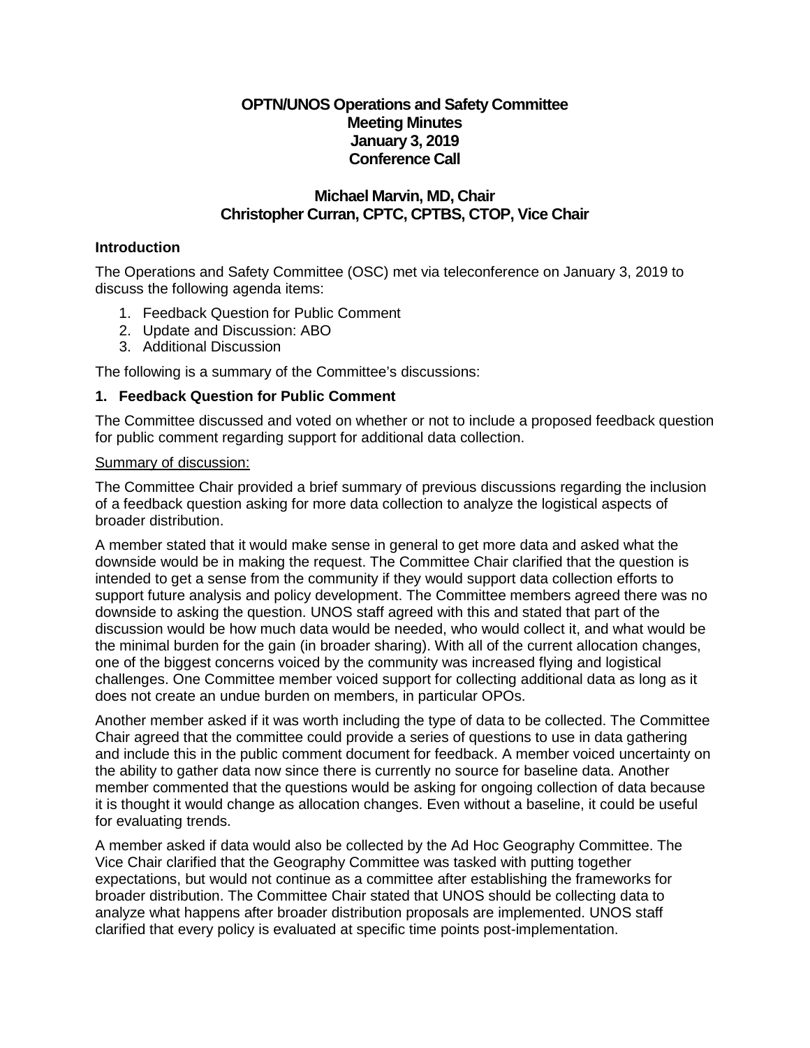**OPTN/UNOS Operations and Safety Committee**
**Meeting Minutes**
**January 3, 2019**
**Conference Call**

**Michael Marvin, MD, Chair**
**Christopher Curran, CPTC, CPTBS, CTOP, Vice Chair**

### Introduction

The Operations and Safety Committee (OSC) met via teleconference on January 3, 2019 to discuss the following agenda items:

1. Feedback Question for Public Comment
2. Update and Discussion: ABO
3. Additional Discussion

The following is a summary of the Committee's discussions:

### 1. Feedback Question for Public Comment

The Committee discussed and voted on whether or not to include a proposed feedback question for public comment regarding support for additional data collection.

Summary of discussion:

The Committee Chair provided a brief summary of previous discussions regarding the inclusion of a feedback question asking for more data collection to analyze the logistical aspects of broader distribution.

A member stated that it would make sense in general to get more data and asked what the downside would be in making the request. The Committee Chair clarified that the question is intended to get a sense from the community if they would support data collection efforts to support future analysis and policy development. The Committee members agreed there was no downside to asking the question. UNOS staff agreed with this and stated that part of the discussion would be how much data would be needed, who would collect it, and what would be the minimal burden for the gain (in broader sharing). With all of the current allocation changes, one of the biggest concerns voiced by the community was increased flying and logistical challenges. One Committee member voiced support for collecting additional data as long as it does not create an undue burden on members, in particular OPOs.

Another member asked if it was worth including the type of data to be collected. The Committee Chair agreed that the committee could provide a series of questions to use in data gathering and include this in the public comment document for feedback. A member voiced uncertainty on the ability to gather data now since there is currently no source for baseline data. Another member commented that the questions would be asking for ongoing collection of data because it is thought it would change as allocation changes. Even without a baseline, it could be useful for evaluating trends.

A member asked if data would also be collected by the Ad Hoc Geography Committee. The Vice Chair clarified that the Geography Committee was tasked with putting together expectations, but would not continue as a committee after establishing the frameworks for broader distribution. The Committee Chair stated that UNOS should be collecting data to analyze what happens after broader distribution proposals are implemented. UNOS staff clarified that every policy is evaluated at specific time points post-implementation.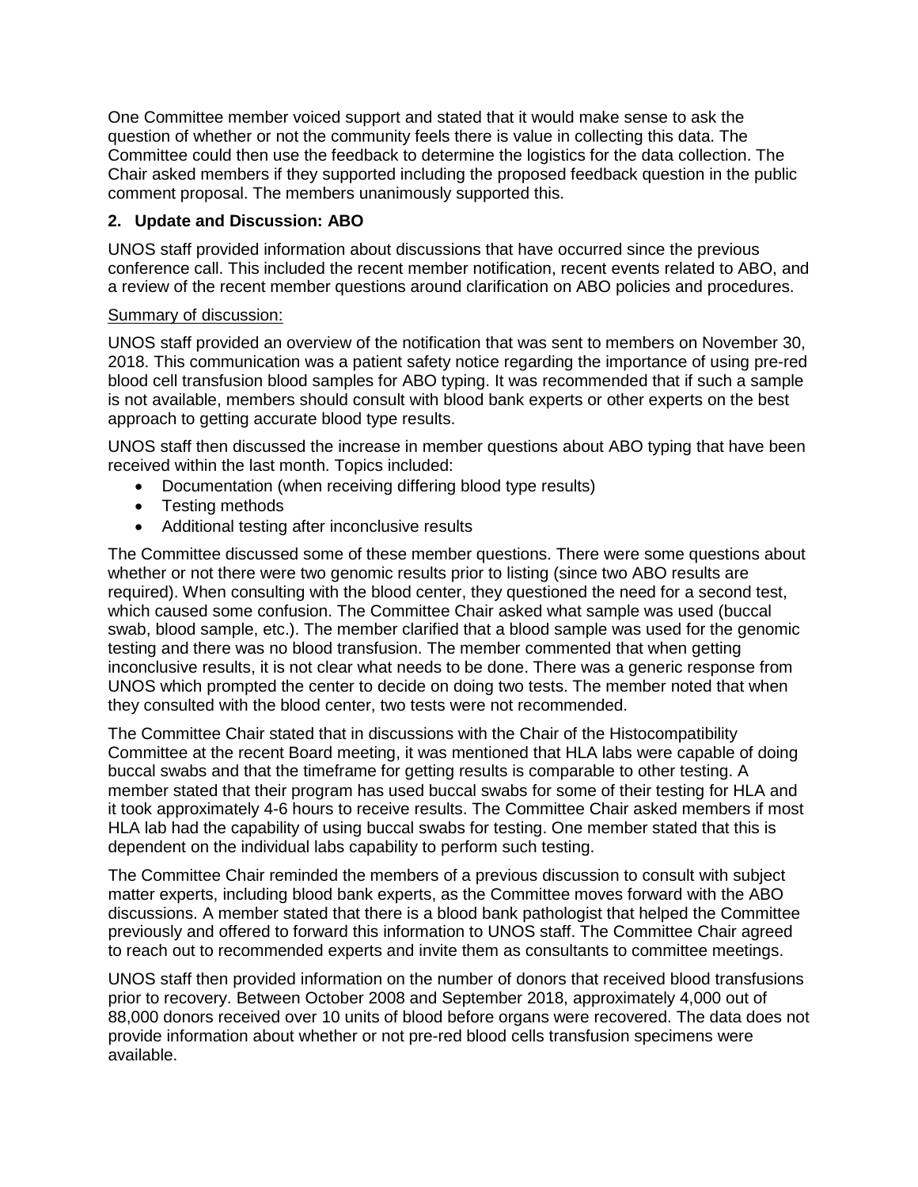One Committee member voiced support and stated that it would make sense to ask the question of whether or not the community feels there is value in collecting this data. The Committee could then use the feedback to determine the logistics for the data collection. The Chair asked members if they supported including the proposed feedback question in the public comment proposal. The members unanimously supported this.

**2. Update and Discussion: ABO**

UNOS staff provided information about discussions that have occurred since the previous conference call. This included the recent member notification, recent events related to ABO, and a review of the recent member questions around clarification on ABO policies and procedures.

Summary of discussion:

UNOS staff provided an overview of the notification that was sent to members on November 30, 2018. This communication was a patient safety notice regarding the importance of using pre-red blood cell transfusion blood samples for ABO typing. It was recommended that if such a sample is not available, members should consult with blood bank experts or other experts on the best approach to getting accurate blood type results.

UNOS staff then discussed the increase in member questions about ABO typing that have been received within the last month. Topics included:

- Documentation (when receiving differing blood type results)
- Testing methods
- Additional testing after inconclusive results

The Committee discussed some of these member questions. There were some questions about whether or not there were two genomic results prior to listing (since two ABO results are required). When consulting with the blood center, they questioned the need for a second test, which caused some confusion. The Committee Chair asked what sample was used (buccal swab, blood sample, etc.). The member clarified that a blood sample was used for the genomic testing and there was no blood transfusion. The member commented that when getting inconclusive results, it is not clear what needs to be done. There was a generic response from UNOS which prompted the center to decide on doing two tests. The member noted that when they consulted with the blood center, two tests were not recommended.

The Committee Chair stated that in discussions with the Chair of the Histocompatibility Committee at the recent Board meeting, it was mentioned that HLA labs were capable of doing buccal swabs and that the timeframe for getting results is comparable to other testing. A member stated that their program has used buccal swabs for some of their testing for HLA and it took approximately 4-6 hours to receive results. The Committee Chair asked members if most HLA lab had the capability of using buccal swabs for testing. One member stated that this is dependent on the individual labs capability to perform such testing.

The Committee Chair reminded the members of a previous discussion to consult with subject matter experts, including blood bank experts, as the Committee moves forward with the ABO discussions. A member stated that there is a blood bank pathologist that helped the Committee previously and offered to forward this information to UNOS staff. The Committee Chair agreed to reach out to recommended experts and invite them as consultants to committee meetings.

UNOS staff then provided information on the number of donors that received blood transfusions prior to recovery. Between October 2008 and September 2018, approximately 4,000 out of 88,000 donors received over 10 units of blood before organs were recovered. The data does not provide information about whether or not pre-red blood cells transfusion specimens were available.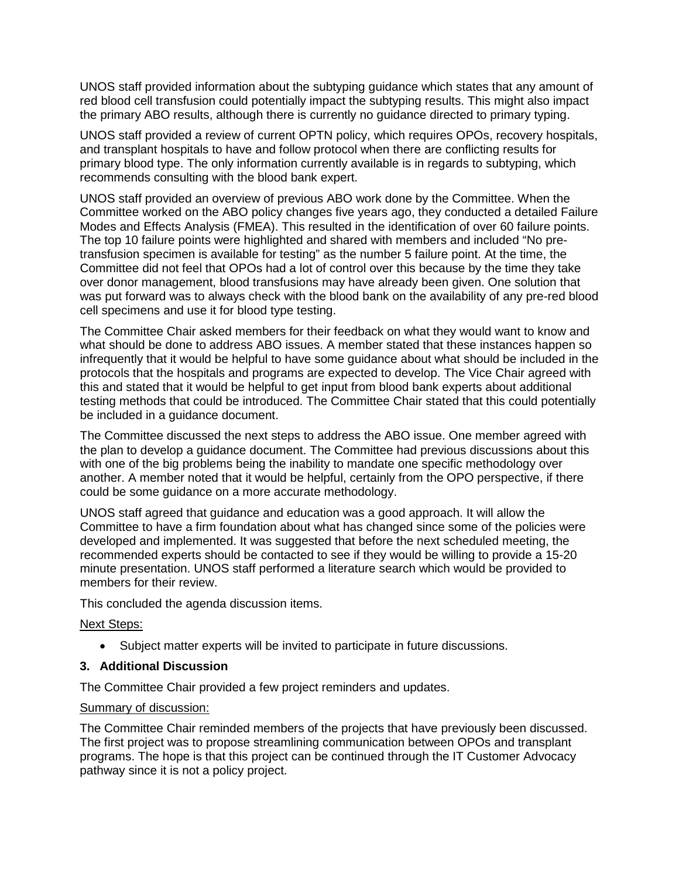UNOS staff provided information about the subtyping guidance which states that any amount of red blood cell transfusion could potentially impact the subtyping results. This might also impact the primary ABO results, although there is currently no guidance directed to primary typing.

UNOS staff provided a review of current OPTN policy, which requires OPOs, recovery hospitals, and transplant hospitals to have and follow protocol when there are conflicting results for primary blood type. The only information currently available is in regards to subtyping, which recommends consulting with the blood bank expert.

UNOS staff provided an overview of previous ABO work done by the Committee. When the Committee worked on the ABO policy changes five years ago, they conducted a detailed Failure Modes and Effects Analysis (FMEA). This resulted in the identification of over 60 failure points. The top 10 failure points were highlighted and shared with members and included "No pre-transfusion specimen is available for testing" as the number 5 failure point. At the time, the Committee did not feel that OPOs had a lot of control over this because by the time they take over donor management, blood transfusions may have already been given. One solution that was put forward was to always check with the blood bank on the availability of any pre-red blood cell specimens and use it for blood type testing.

The Committee Chair asked members for their feedback on what they would want to know and what should be done to address ABO issues. A member stated that these instances happen so infrequently that it would be helpful to have some guidance about what should be included in the protocols that the hospitals and programs are expected to develop. The Vice Chair agreed with this and stated that it would be helpful to get input from blood bank experts about additional testing methods that could be introduced. The Committee Chair stated that this could potentially be included in a guidance document.

The Committee discussed the next steps to address the ABO issue. One member agreed with the plan to develop a guidance document. The Committee had previous discussions about this with one of the big problems being the inability to mandate one specific methodology over another. A member noted that it would be helpful, certainly from the OPO perspective, if there could be some guidance on a more accurate methodology.

UNOS staff agreed that guidance and education was a good approach. It will allow the Committee to have a firm foundation about what has changed since some of the policies were developed and implemented. It was suggested that before the next scheduled meeting, the recommended experts should be contacted to see if they would be willing to provide a 15-20 minute presentation. UNOS staff performed a literature search which would be provided to members for their review.

This concluded the agenda discussion items.

<u>Next Steps:</u>

- Subject matter experts will be invited to participate in future discussions.

### 3. Additional Discussion

The Committee Chair provided a few project reminders and updates.

<u>Summary of discussion:</u>

The Committee Chair reminded members of the projects that have previously been discussed. The first project was to propose streamlining communication between OPOs and transplant programs. The hope is that this project can be continued through the IT Customer Advocacy pathway since it is not a policy project.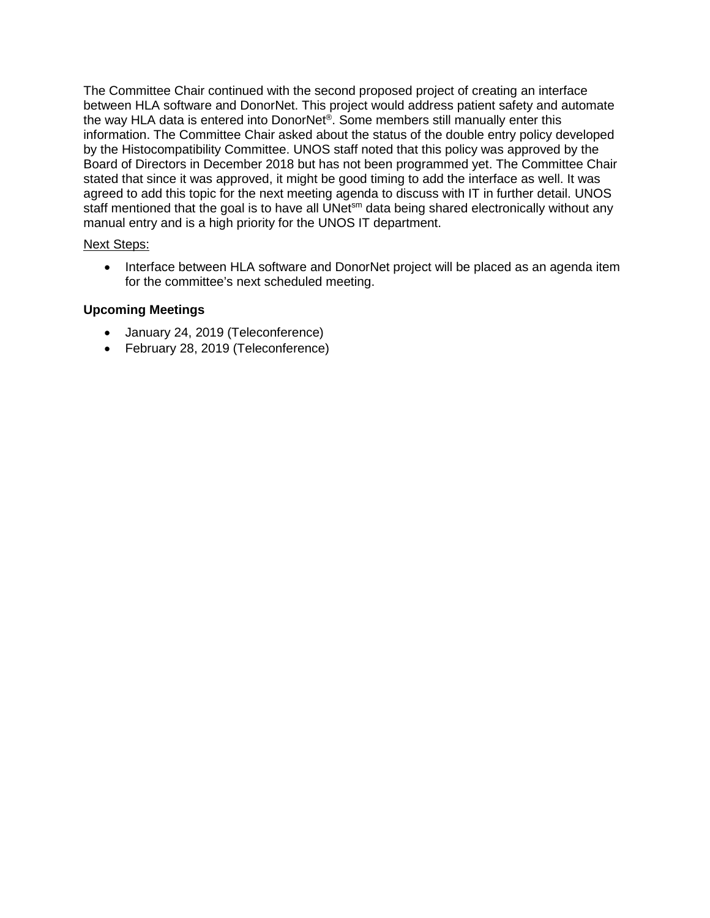The Committee Chair continued with the second proposed project of creating an interface between HLA software and DonorNet. This project would address patient safety and automate the way HLA data is entered into DonorNet®. Some members still manually enter this information. The Committee Chair asked about the status of the double entry policy developed by the Histocompatibility Committee. UNOS staff noted that this policy was approved by the Board of Directors in December 2018 but has not been programmed yet. The Committee Chair stated that since it was approved, it might be good timing to add the interface as well. It was agreed to add this topic for the next meeting agenda to discuss with IT in further detail. UNOS staff mentioned that the goal is to have all UNet℠ data being shared electronically without any manual entry and is a high priority for the UNOS IT department.

Next Steps:

- Interface between HLA software and DonorNet project will be placed as an agenda item for the committee's next scheduled meeting.

**Upcoming Meetings**

- January 24, 2019 (Teleconference)
- February 28, 2019 (Teleconference)